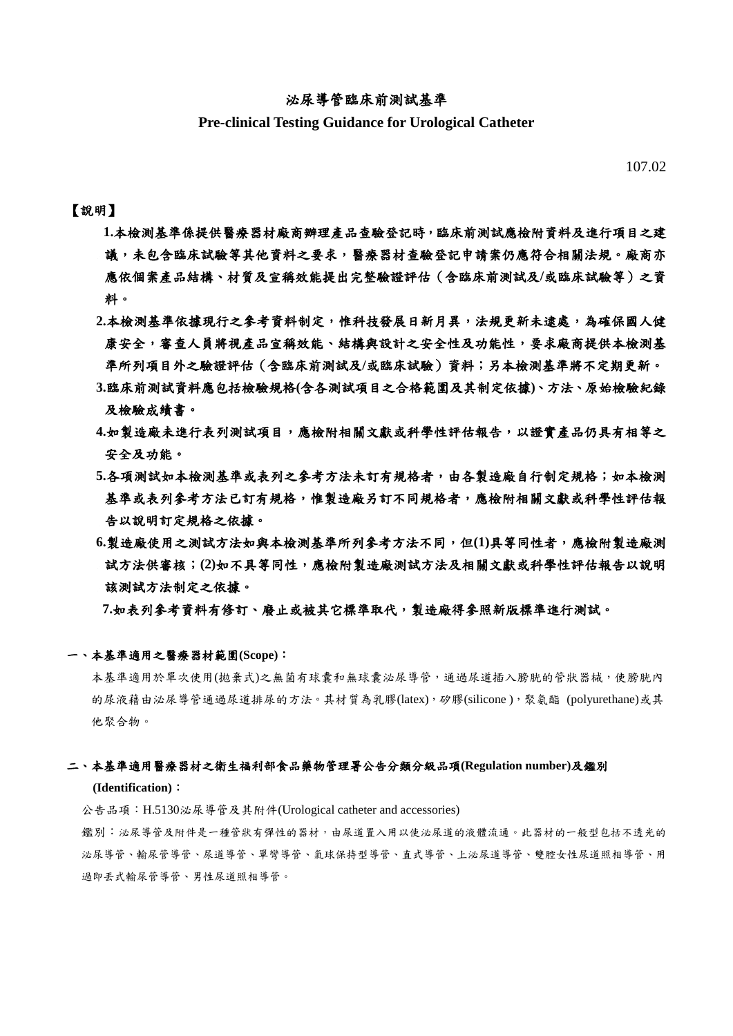# 泌尿導管臨床前測試基準

## Pre-clinical Testing Guidance for Urological Catheter

107.02

【說明】

**1.本檢測基準係提供醫療器材廠商辦理產品查驗登記時，臨床前測試應檢附資料及進行項目之建議，未包含臨床試驗等其他資料之要求，醫療器材查驗登記申請案仍應符合相關法規。廠商亦應依個案產品結構、材質及宣稱效能提出完整驗證評估（含臨床前測試及/或臨床試驗等）之資料。**

**2.本檢測基準依據現行之參考資料制定，惟科技發展日新月異，法規更新未逮處，為確保國人健康安全，審查人員將視產品宣稱效能、結構與設計之安全性及功能性，要求廠商提供本檢測基準所列項目外之驗證評估（含臨床前測試及/或臨床試驗）資料；另本檢測基準將不定期更新。**

**3.臨床前測試資料應包括檢驗規格(含各測試項目之合格範圍及其制定依據)、方法、原始檢驗紀錄及檢驗成績書。**

**4.如製造廠未進行表列測試項目，應檢附相關文獻或科學性評估報告，以證實產品仍具有相等之安全及功能。**

**5.各項測試如本檢測基準或表列之參考方法未訂有規格者，由各製造廠自行制定規格；如本檢測基準或表列參考方法已訂有規格，惟製造廠另訂不同規格者，應檢附相關文獻或科學性評估報告以說明訂定規格之依據。**

**6.製造廠使用之測試方法如與本檢測基準所列參考方法不同，但(1)具等同性者，應檢附製造廠測試方法供審核；(2)如不具等同性，應檢附製造廠測試方法及相關文獻或科學性評估報告以說明該測試方法制定之依據。**

**7.如表列參考資料有修訂、廢止或被其它標準取代，製造廠得參照新版標準進行測試。**

### 一、本基準適用之醫療器材範圍(Scope)：

本基準適用於單次使用(拋棄式)之無菌有球囊和無球囊泌尿導管，通過尿道插入膀胱的管狀器械，使膀胱內的尿液藉由泌尿導管通過尿道排尿的方法。其材質為乳膠(latex)，矽膠(silicone )，聚氨酯 (polyurethane)或其他聚合物。

### 二、本基準適用醫療器材之衛生福利部食品藥物管理署公告分類分級品項(Regulation number)及鑑別(Identification)：

公告品項：H.5130泌尿導管及其附件(Urological catheter and accessories)

鑑別：泌尿導管及附件是一種管狀有彈性的器材，由尿道置入用以使泌尿道的液體流通。此器材的一般型包括不透光的泌尿導管、輸尿管導管、尿道導管、單彎導管、氣球保持型導管、直式導管、上泌尿道導管、雙腔女性尿道照相導管、用過即丟式輸尿管導管、男性尿道照相導管。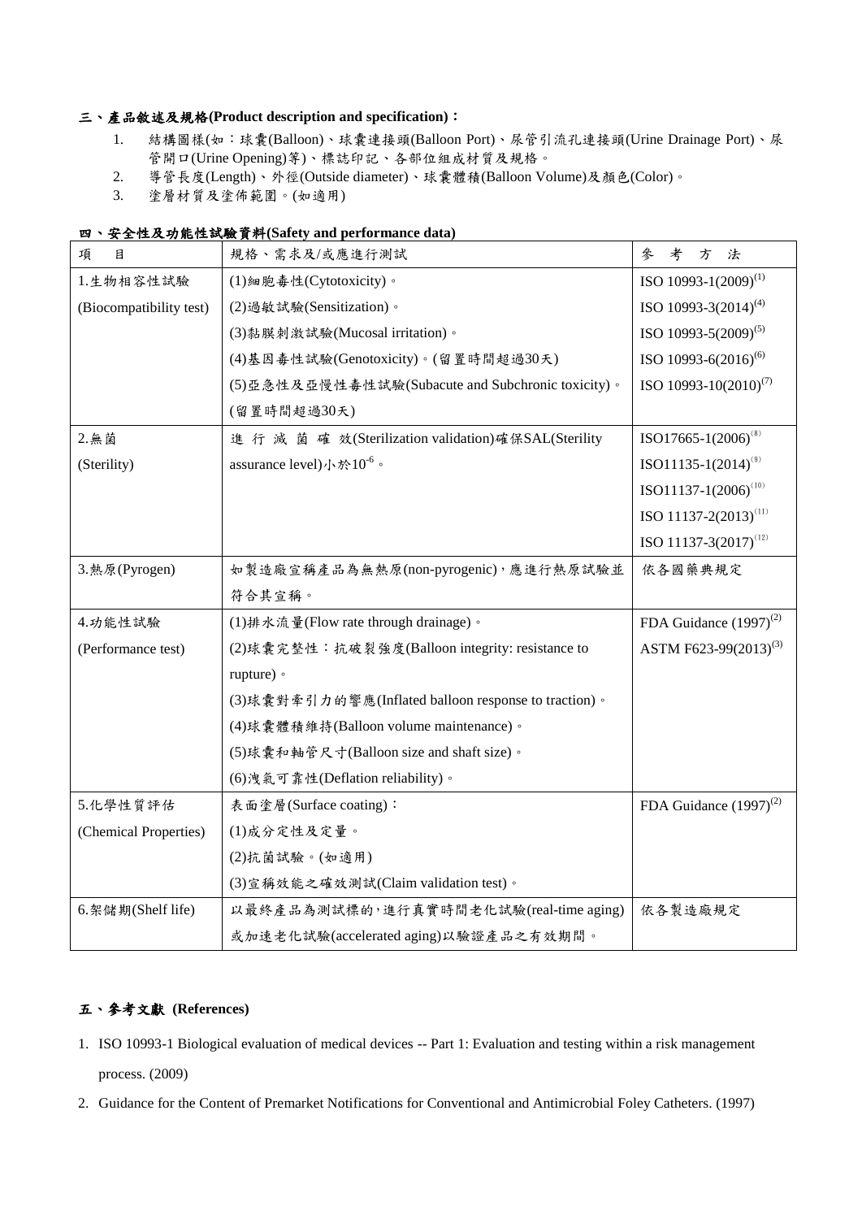### 三、產品敘述及規格(Product description and specification)：

1. 結構圖樣(如：球囊(Balloon)、球囊連接頭(Balloon Port)、尿管引流孔連接頭(Urine Drainage Port)、尿管開口(Urine Opening)等)、標誌印記、各部位組成材質及規格。
2. 導管長度(Length)、外徑(Outside diameter)、球囊體積(Balloon Volume)及顏色(Color)。
3. 塗層材質及塗佈範圍。(如適用)

### 四、安全性及功能性試驗資料(Safety and performance data)

| 項　目 | 規格、需求及/或應進行測試 | 參　考　方　法 |
|---|---|---|
| 1.生物相容性試驗<br>(Biocompatibility test) | (1)細胞毒性(Cytotoxicity)。<br>(2)過敏試驗(Sensitization)。<br>(3)黏膜刺激試驗(Mucosal irritation)。<br>(4)基因毒性試驗(Genotoxicity)。(留置時間超過30天)<br>(5)亞急性及亞慢性毒性試驗(Subacute and Subchronic toxicity)。(留置時間超過30天) | ISO 10993-1(2009)[1]<br>ISO 10993-3(2014)[4]<br>ISO 10993-5(2009)[5]<br>ISO 10993-6(2016)[6]<br>ISO 10993-10(2010)[7] |
| 2.無菌<br>(Sterility) | 進行滅菌確效(Sterilization validation)確保SAL(Sterility assurance level)小於$10^{-6}$。 | ISO17665-1(2006)[8]<br>ISO11135-1(2014)[9]<br>ISO11137-1(2006)[10]<br>ISO 11137-2(2013)[11]<br>ISO 11137-3(2017)[12] |
| 3.熱原(Pyrogen) | 如製造廠宣稱產品為無熱原(non-pyrogenic)，應進行熱原試驗並符合其宣稱。 | 依各國藥典規定 |
| 4.功能性試驗<br>(Performance test) | (1)排水流量(Flow rate through drainage)。<br>(2)球囊完整性：抗破裂強度(Balloon integrity: resistance to rupture)。<br>(3)球囊對牽引力的響應(Inflated balloon response to traction)。<br>(4)球囊體積維持(Balloon volume maintenance)。<br>(5)球囊和軸管尺寸(Balloon size and shaft size)。<br>(6)洩氣可靠性(Deflation reliability)。 | FDA Guidance (1997)[2]<br>ASTM F623-99(2013)[3] |
| 5.化學性質評估<br>(Chemical Properties) | 表面塗層(Surface coating)：<br>(1)成分定性及定量。<br>(2)抗菌試驗。(如適用)<br>(3)宣稱效能之確效測試(Claim validation test)。 | FDA Guidance (1997)[2] |
| 6.架儲期(Shelf life) | 以最終產品為測試標的，進行真實時間老化試驗(real-time aging)或加速老化試驗(accelerated aging)以驗證產品之有效期間。 | 依各製造廠規定 |

### 五、參考文獻 (References)

1. ISO 10993-1 Biological evaluation of medical devices -- Part 1: Evaluation and testing within a risk management process. (2009)
2. Guidance for the Content of Premarket Notifications for Conventional and Antimicrobial Foley Catheters. (1997)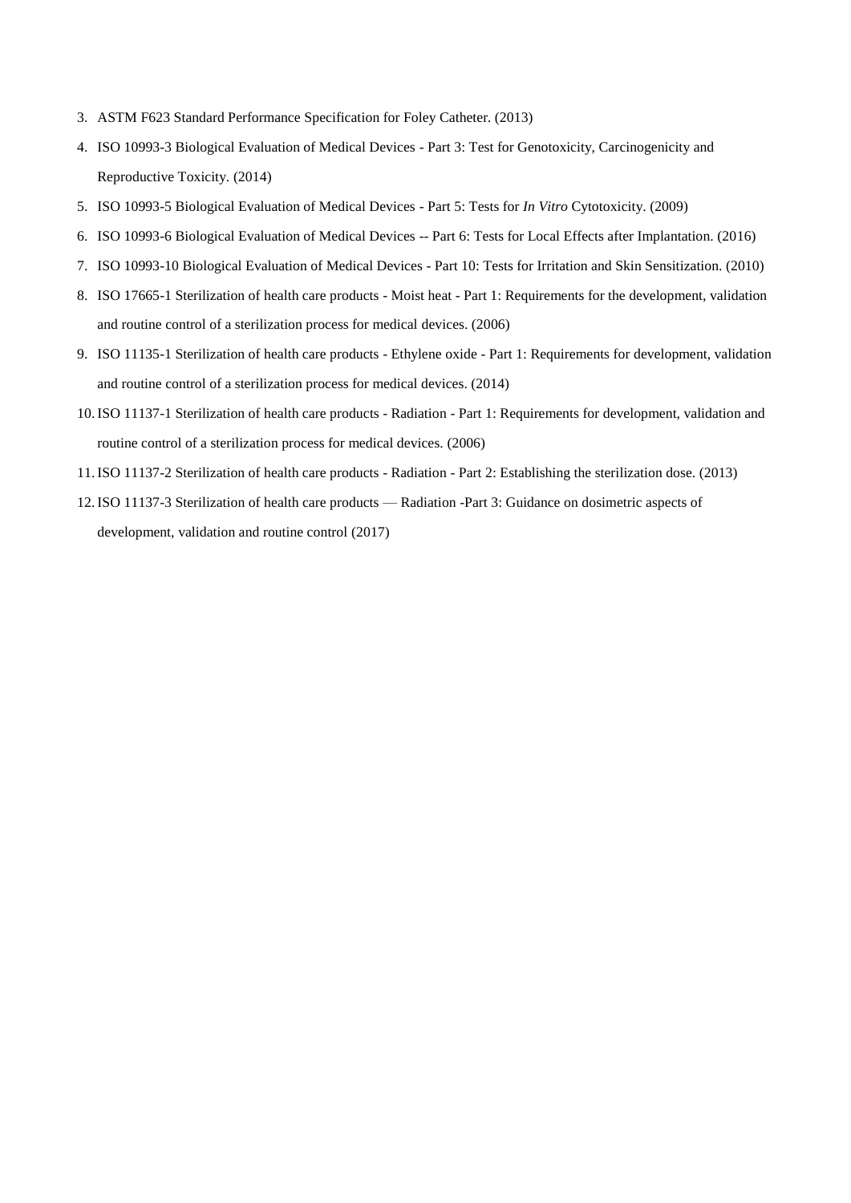3. ASTM F623 Standard Performance Specification for Foley Catheter. (2013)
4. ISO 10993-3 Biological Evaluation of Medical Devices - Part 3: Test for Genotoxicity, Carcinogenicity and Reproductive Toxicity. (2014)
5. ISO 10993-5 Biological Evaluation of Medical Devices - Part 5: Tests for *In Vitro* Cytotoxicity. (2009)
6. ISO 10993-6 Biological Evaluation of Medical Devices -- Part 6: Tests for Local Effects after Implantation. (2016)
7. ISO 10993-10 Biological Evaluation of Medical Devices - Part 10: Tests for Irritation and Skin Sensitization. (2010)
8. ISO 17665-1 Sterilization of health care products - Moist heat - Part 1: Requirements for the development, validation and routine control of a sterilization process for medical devices. (2006)
9. ISO 11135-1 Sterilization of health care products - Ethylene oxide - Part 1: Requirements for development, validation and routine control of a sterilization process for medical devices. (2014)
10. ISO 11137-1 Sterilization of health care products - Radiation - Part 1: Requirements for development, validation and routine control of a sterilization process for medical devices. (2006)
11. ISO 11137-2 Sterilization of health care products - Radiation - Part 2: Establishing the sterilization dose. (2013)
12. ISO 11137-3 Sterilization of health care products — Radiation -Part 3: Guidance on dosimetric aspects of development, validation and routine control (2017)